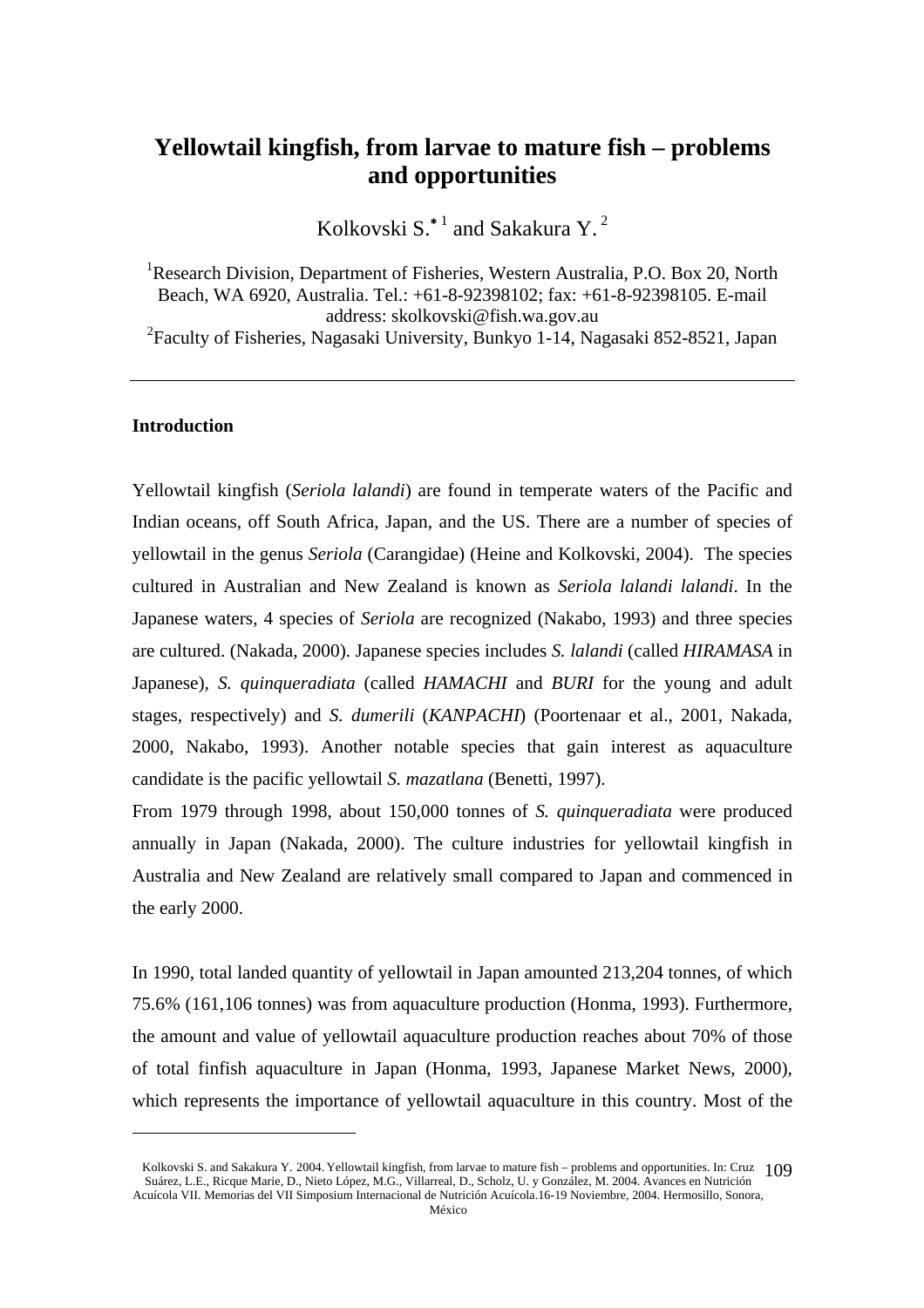# Yellowtail kingfish, from larvae to mature fish – problems and opportunities

Kolkovski S.*[1] and Sakakura Y.[2]

[1]Research Division, Department of Fisheries, Western Australia, P.O. Box 20, North Beach, WA 6920, Australia. Tel.: +61-8-92398102; fax: +61-8-92398105. E-mail address: skolkovski@fish.wa.gov.au
[2]Faculty of Fisheries, Nagasaki University, Bunkyo 1-14, Nagasaki 852-8521, Japan

---

## Introduction

Yellowtail kingfish (*Seriola lalandi*) are found in temperate waters of the Pacific and Indian oceans, off South Africa, Japan, and the US. There are a number of species of yellowtail in the genus *Seriola* (Carangidae) (Heine and Kolkovski, 2004). The species cultured in Australian and New Zealand is known as *Seriola lalandi lalandi*. In the Japanese waters, 4 species of *Seriola* are recognized (Nakabo, 1993) and three species are cultured. (Nakada, 2000). Japanese species includes *S. lalandi* (called *HIRAMASA* in Japanese), *S. quinqueradiata* (called *HAMACHI* and *BURI* for the young and adult stages, respectively) and *S. dumerili* (*KANPACHI*) (Poortenaar et al., 2001, Nakada, 2000, Nakabo, 1993). Another notable species that gain interest as aquaculture candidate is the pacific yellowtail *S. mazatlana* (Benetti, 1997).

From 1979 through 1998, about 150,000 tonnes of *S. quinqueradiata* were produced annually in Japan (Nakada, 2000). The culture industries for yellowtail kingfish in Australia and New Zealand are relatively small compared to Japan and commenced in the early 2000.

In 1990, total landed quantity of yellowtail in Japan amounted 213,204 tonnes, of which 75.6% (161,106 tonnes) was from aquaculture production (Honma, 1993). Furthermore, the amount and value of yellowtail aquaculture production reaches about 70% of those of total finfish aquaculture in Japan (Honma, 1993, Japanese Market News, 2000), which represents the importance of yellowtail aquaculture in this country. Most of the

---

Kolkovski S. and Sakakura Y. 2004. Yellowtail kingfish, from larvae to mature fish – problems and opportunities. In: Cruz Suárez, L.E., Ricque Marie, D., Nieto López, M.G., Villarreal, D., Scholz, U. y González, M. 2004. Avances en Nutrición Acuícola VII. Memorias del VII Simposium Internacional de Nutrición Acuícola.16-19 Noviembre, 2004. Hermosillo, Sonora, México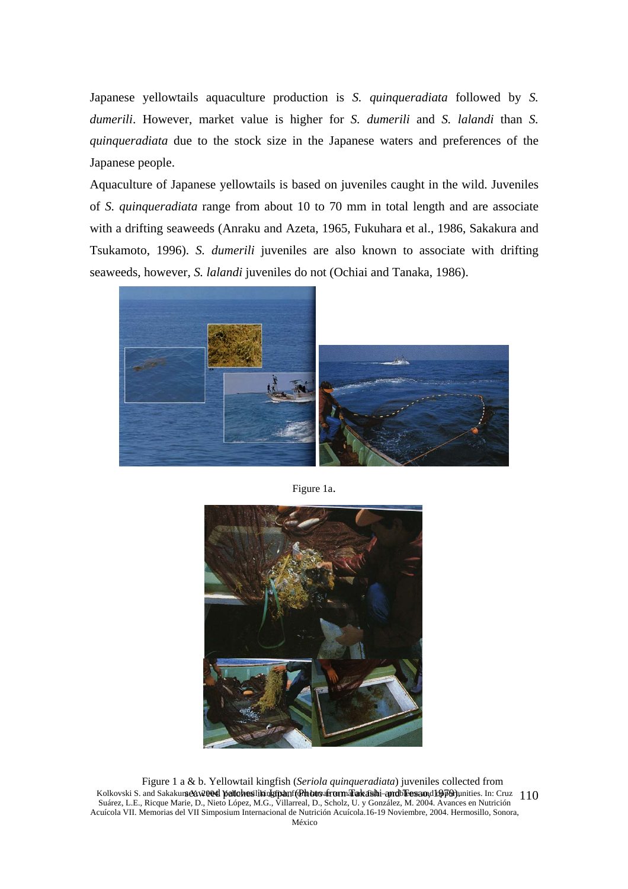Japanese yellowtails aquaculture production is *S. quinqueradiata* followed by *S. dumerili*. However, market value is higher for *S. dumerili* and *S. lalandi* than *S. quinqueradiata* due to the stock size in the Japanese waters and preferences of the Japanese people.

Aquaculture of Japanese yellowtails is based on juveniles caught in the wild. Juveniles of *S. quinqueradiata* range from about 10 to 70 mm in total length and are associate with a drifting seaweeds (Anraku and Azeta, 1965, Fukuhara et al., 1986, Sakakura and Tsukamoto, 1996). *S. dumerili* juveniles are also known to associate with drifting seaweeds, however, *S. lalandi* juveniles do not (Ochiai and Tanaka, 1986).

Figure 1a.

Figure 1 a & b. Yellowtail kingfish (*Seriola quinqueradiata*) juveniles collected from seaweed patches in Japan (Photo from Takashi and Fesao, 1979).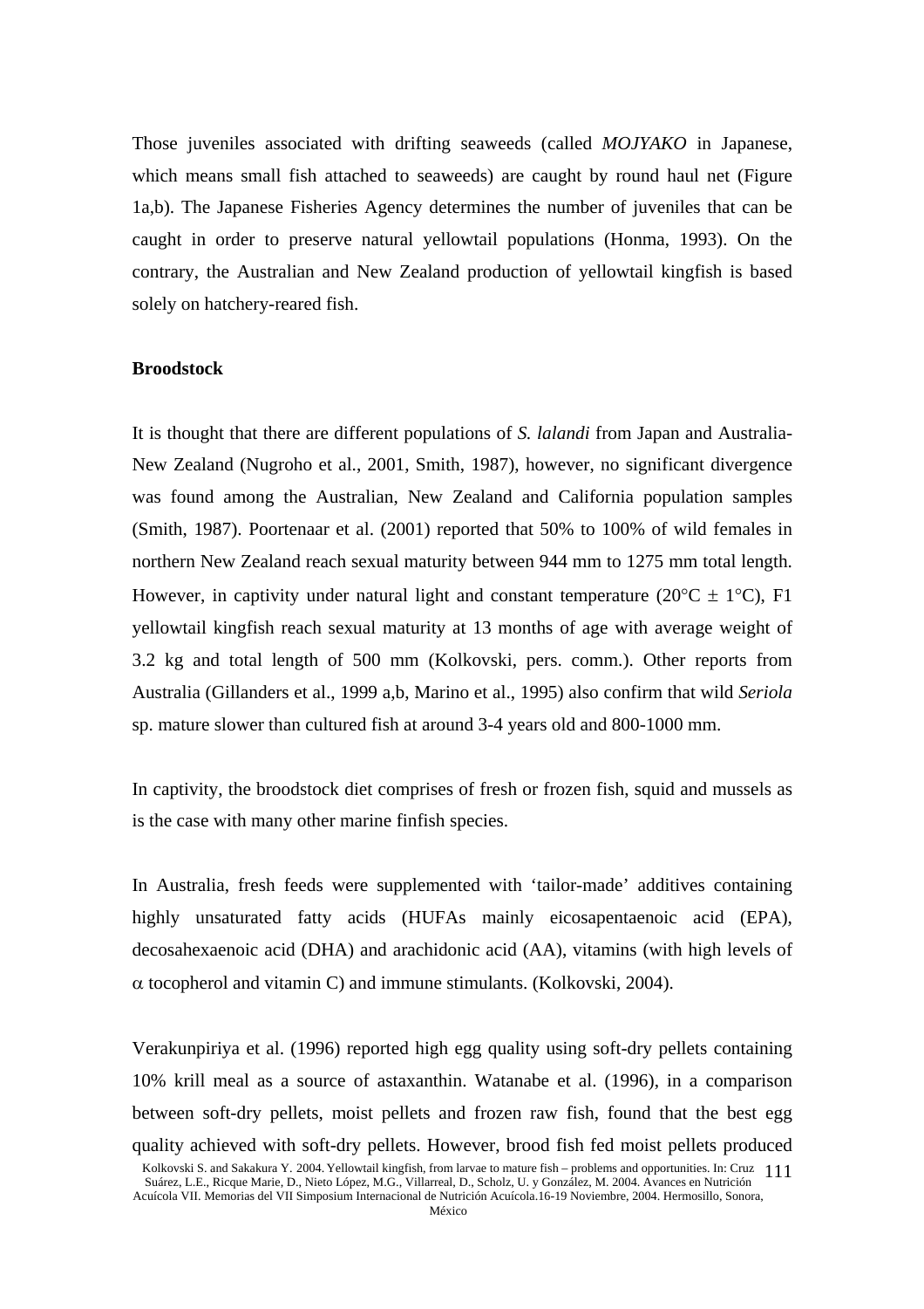Those juveniles associated with drifting seaweeds (called *MOJYAKO* in Japanese, which means small fish attached to seaweeds) are caught by round haul net (Figure 1a,b). The Japanese Fisheries Agency determines the number of juveniles that can be caught in order to preserve natural yellowtail populations (Honma, 1993). On the contrary, the Australian and New Zealand production of yellowtail kingfish is based solely on hatchery-reared fish.

**Broodstock**

It is thought that there are different populations of *S. lalandi* from Japan and Australia-New Zealand (Nugroho et al., 2001, Smith, 1987), however, no significant divergence was found among the Australian, New Zealand and California population samples (Smith, 1987). Poortenaar et al. (2001) reported that 50% to 100% of wild females in northern New Zealand reach sexual maturity between 944 mm to 1275 mm total length. However, in captivity under natural light and constant temperature (20°C ± 1°C), F1 yellowtail kingfish reach sexual maturity at 13 months of age with average weight of 3.2 kg and total length of 500 mm (Kolkovski, pers. comm.). Other reports from Australia (Gillanders et al., 1999 a,b, Marino et al., 1995) also confirm that wild *Seriola* sp. mature slower than cultured fish at around 3-4 years old and 800-1000 mm.

In captivity, the broodstock diet comprises of fresh or frozen fish, squid and mussels as is the case with many other marine finfish species.

In Australia, fresh feeds were supplemented with 'tailor-made' additives containing highly unsaturated fatty acids (HUFAs mainly eicosapentaenoic acid (EPA), decosahexaenoic acid (DHA) and arachidonic acid (AA), vitamins (with high levels of $\alpha$ tocopherol and vitamin C) and immune stimulants. (Kolkovski, 2004).

Verakunpiriya et al. (1996) reported high egg quality using soft-dry pellets containing 10% krill meal as a source of astaxanthin. Watanabe et al. (1996), in a comparison between soft-dry pellets, moist pellets and frozen raw fish, found that the best egg quality achieved with soft-dry pellets. However, brood fish fed moist pellets produced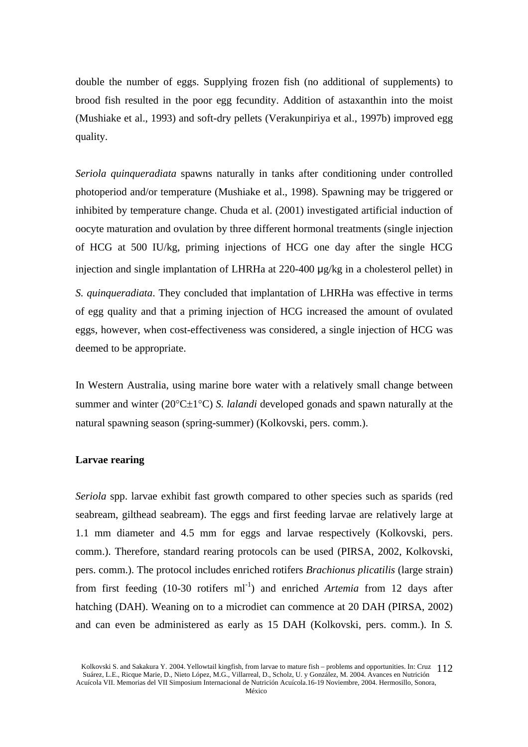double the number of eggs. Supplying frozen fish (no additional of supplements) to brood fish resulted in the poor egg fecundity. Addition of astaxanthin into the moist (Mushiake et al., 1993) and soft-dry pellets (Verakunpiriya et al., 1997b) improved egg quality.

*Seriola quinqueradiata* spawns naturally in tanks after conditioning under controlled photoperiod and/or temperature (Mushiake et al., 1998). Spawning may be triggered or inhibited by temperature change. Chuda et al. (2001) investigated artificial induction of oocyte maturation and ovulation by three different hormonal treatments (single injection of HCG at 500 IU/kg, priming injections of HCG one day after the single HCG injection and single implantation of LHRHa at 220-400 μg/kg in a cholesterol pellet) in *S. quinqueradiata*. They concluded that implantation of LHRHa was effective in terms of egg quality and that a priming injection of HCG increased the amount of ovulated eggs, however, when cost-effectiveness was considered, a single injection of HCG was deemed to be appropriate.

In Western Australia, using marine bore water with a relatively small change between summer and winter (20°C±1°C) *S. lalandi* developed gonads and spawn naturally at the natural spawning season (spring-summer) (Kolkovski, pers. comm.).

**Larvae rearing**

*Seriola* spp. larvae exhibit fast growth compared to other species such as sparids (red seabream, gilthead seabream). The eggs and first feeding larvae are relatively large at 1.1 mm diameter and 4.5 mm for eggs and larvae respectively (Kolkovski, pers. comm.). Therefore, standard rearing protocols can be used (PIRSA, 2002, Kolkovski, pers. comm.). The protocol includes enriched rotifers *Brachionus plicatilis* (large strain) from first feeding (10-30 rotifers $ml^{-1}$) and enriched *Artemia* from 12 days after hatching (DAH). Weaning on to a microdiet can commence at 20 DAH (PIRSA, 2002) and can even be administered as early as 15 DAH (Kolkovski, pers. comm.). In *S.*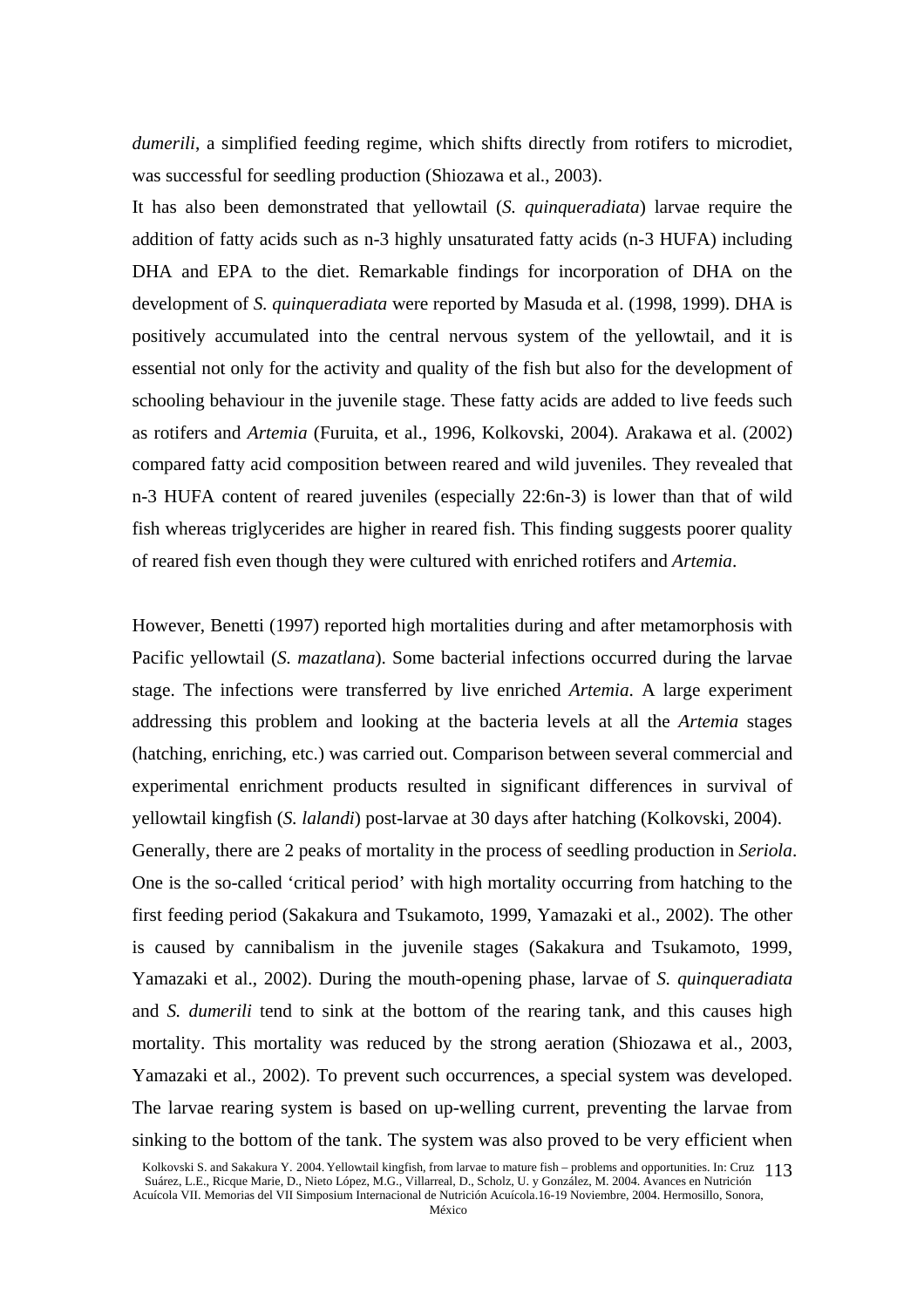*dumerili*, a simplified feeding regime, which shifts directly from rotifers to microdiet, was successful for seedling production (Shiozawa et al., 2003).

It has also been demonstrated that yellowtail (*S. quinqueradiata*) larvae require the addition of fatty acids such as n-3 highly unsaturated fatty acids (n-3 HUFA) including DHA and EPA to the diet. Remarkable findings for incorporation of DHA on the development of *S. quinqueradiata* were reported by Masuda et al. (1998, 1999). DHA is positively accumulated into the central nervous system of the yellowtail, and it is essential not only for the activity and quality of the fish but also for the development of schooling behaviour in the juvenile stage. These fatty acids are added to live feeds such as rotifers and *Artemia* (Furuita, et al., 1996, Kolkovski, 2004). Arakawa et al. (2002) compared fatty acid composition between reared and wild juveniles. They revealed that n-3 HUFA content of reared juveniles (especially 22:6n-3) is lower than that of wild fish whereas triglycerides are higher in reared fish. This finding suggests poorer quality of reared fish even though they were cultured with enriched rotifers and *Artemia*.

However, Benetti (1997) reported high mortalities during and after metamorphosis with Pacific yellowtail (*S. mazatlana*). Some bacterial infections occurred during the larvae stage. The infections were transferred by live enriched *Artemia*. A large experiment addressing this problem and looking at the bacteria levels at all the *Artemia* stages (hatching, enriching, etc.) was carried out. Comparison between several commercial and experimental enrichment products resulted in significant differences in survival of yellowtail kingfish (*S. lalandi*) post-larvae at 30 days after hatching (Kolkovski, 2004).

Generally, there are 2 peaks of mortality in the process of seedling production in *Seriola*. One is the so-called 'critical period' with high mortality occurring from hatching to the first feeding period (Sakakura and Tsukamoto, 1999, Yamazaki et al., 2002). The other is caused by cannibalism in the juvenile stages (Sakakura and Tsukamoto, 1999, Yamazaki et al., 2002). During the mouth-opening phase, larvae of *S. quinqueradiata* and *S. dumerili* tend to sink at the bottom of the rearing tank, and this causes high mortality. This mortality was reduced by the strong aeration (Shiozawa et al., 2003, Yamazaki et al., 2002). To prevent such occurrences, a special system was developed. The larvae rearing system is based on up-welling current, preventing the larvae from sinking to the bottom of the tank. The system was also proved to be very efficient when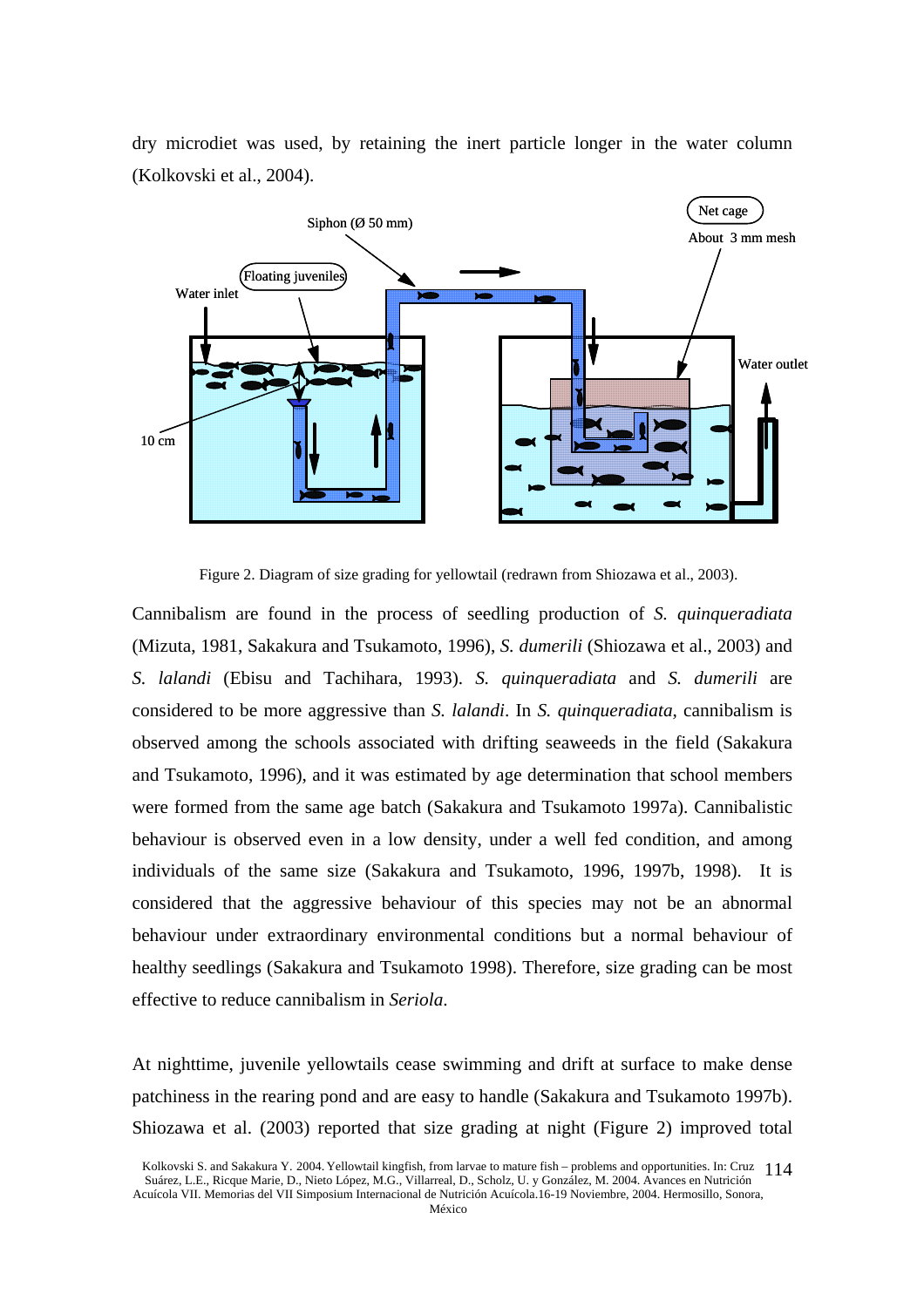dry microdiet was used, by retaining the inert particle longer in the water column (Kolkovski et al., 2004).

Figure 2. Diagram of size grading for yellowtail (redrawn from Shiozawa et al., 2003).

Cannibalism are found in the process of seedling production of *S. quinqueradiata* (Mizuta, 1981, Sakakura and Tsukamoto, 1996), *S. dumerili* (Shiozawa et al., 2003) and *S. lalandi* (Ebisu and Tachihara, 1993). *S. quinqueradiata* and *S. dumerili* are considered to be more aggressive than *S. lalandi*. In *S. quinqueradiata*, cannibalism is observed among the schools associated with drifting seaweeds in the field (Sakakura and Tsukamoto, 1996), and it was estimated by age determination that school members were formed from the same age batch (Sakakura and Tsukamoto 1997a). Cannibalistic behaviour is observed even in a low density, under a well fed condition, and among individuals of the same size (Sakakura and Tsukamoto, 1996, 1997b, 1998). It is considered that the aggressive behaviour of this species may not be an abnormal behaviour under extraordinary environmental conditions but a normal behaviour of healthy seedlings (Sakakura and Tsukamoto 1998). Therefore, size grading can be most effective to reduce cannibalism in *Seriola*.

At nighttime, juvenile yellowtails cease swimming and drift at surface to make dense patchiness in the rearing pond and are easy to handle (Sakakura and Tsukamoto 1997b). Shiozawa et al. (2003) reported that size grading at night (Figure 2) improved total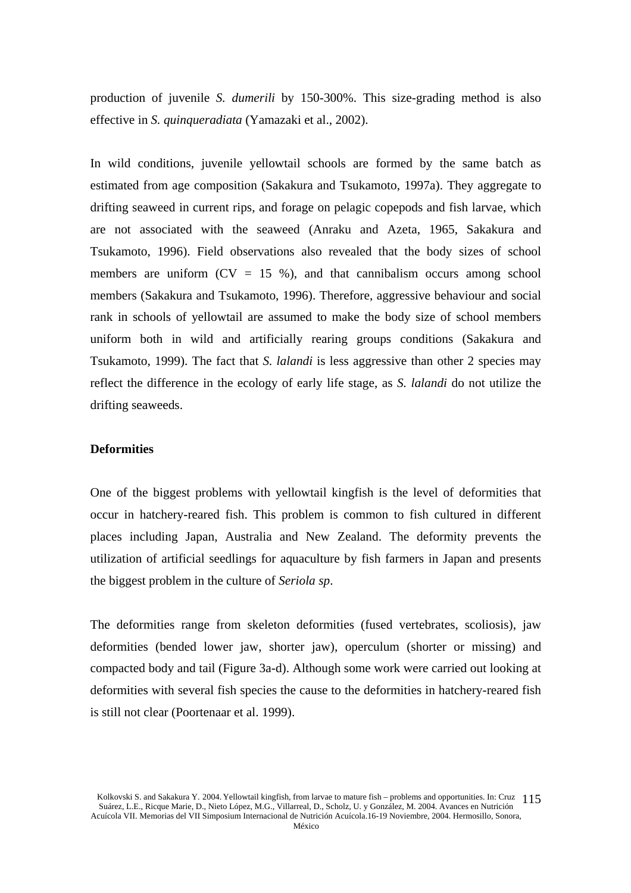production of juvenile *S. dumerili* by 150-300%. This size-grading method is also effective in *S. quinqueradiata* (Yamazaki et al., 2002).

In wild conditions, juvenile yellowtail schools are formed by the same batch as estimated from age composition (Sakakura and Tsukamoto, 1997a). They aggregate to drifting seaweed in current rips, and forage on pelagic copepods and fish larvae, which are not associated with the seaweed (Anraku and Azeta, 1965, Sakakura and Tsukamoto, 1996). Field observations also revealed that the body sizes of school members are uniform (CV = 15 %), and that cannibalism occurs among school members (Sakakura and Tsukamoto, 1996). Therefore, aggressive behaviour and social rank in schools of yellowtail are assumed to make the body size of school members uniform both in wild and artificially rearing groups conditions (Sakakura and Tsukamoto, 1999). The fact that *S. lalandi* is less aggressive than other 2 species may reflect the difference in the ecology of early life stage, as *S. lalandi* do not utilize the drifting seaweeds.

**Deformities**

One of the biggest problems with yellowtail kingfish is the level of deformities that occur in hatchery-reared fish. This problem is common to fish cultured in different places including Japan, Australia and New Zealand. The deformity prevents the utilization of artificial seedlings for aquaculture by fish farmers in Japan and presents the biggest problem in the culture of *Seriola sp*.

The deformities range from skeleton deformities (fused vertebrates, scoliosis), jaw deformities (bended lower jaw, shorter jaw), operculum (shorter or missing) and compacted body and tail (Figure 3a-d). Although some work were carried out looking at deformities with several fish species the cause to the deformities in hatchery-reared fish is still not clear (Poortenaar et al. 1999).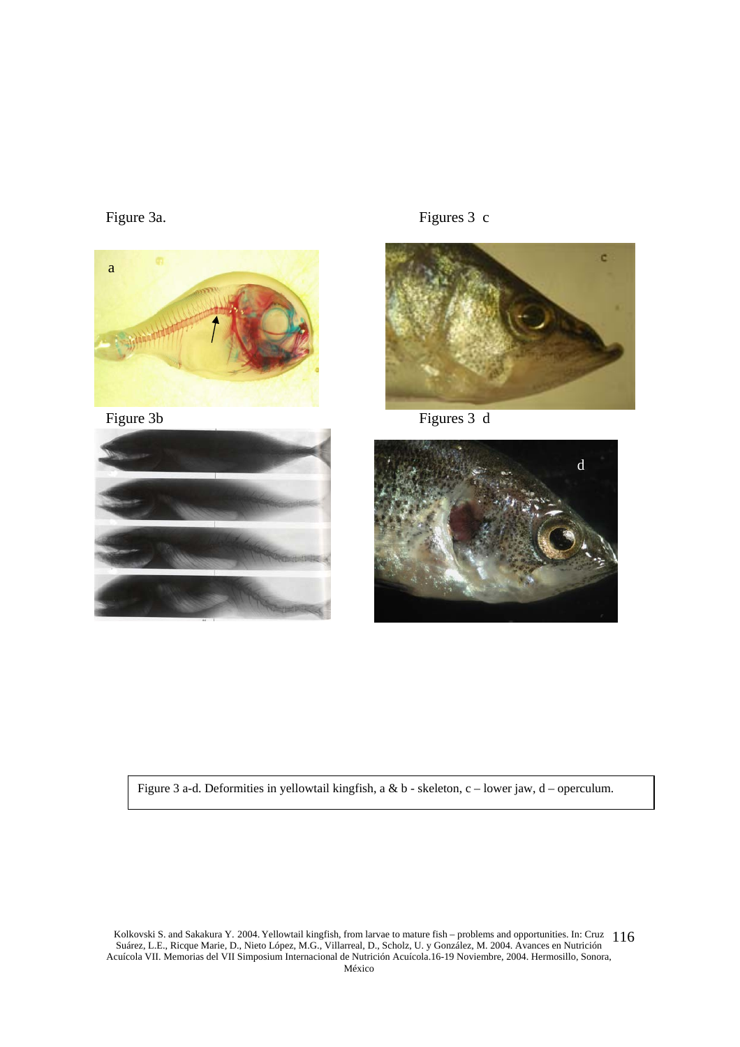Figure 3a.

Figures 3 c

Figure 3b

Figures 3 d

Figure 3 a-d. Deformities in yellowtail kingfish, a & b - skeleton, c – lower jaw, d – operculum.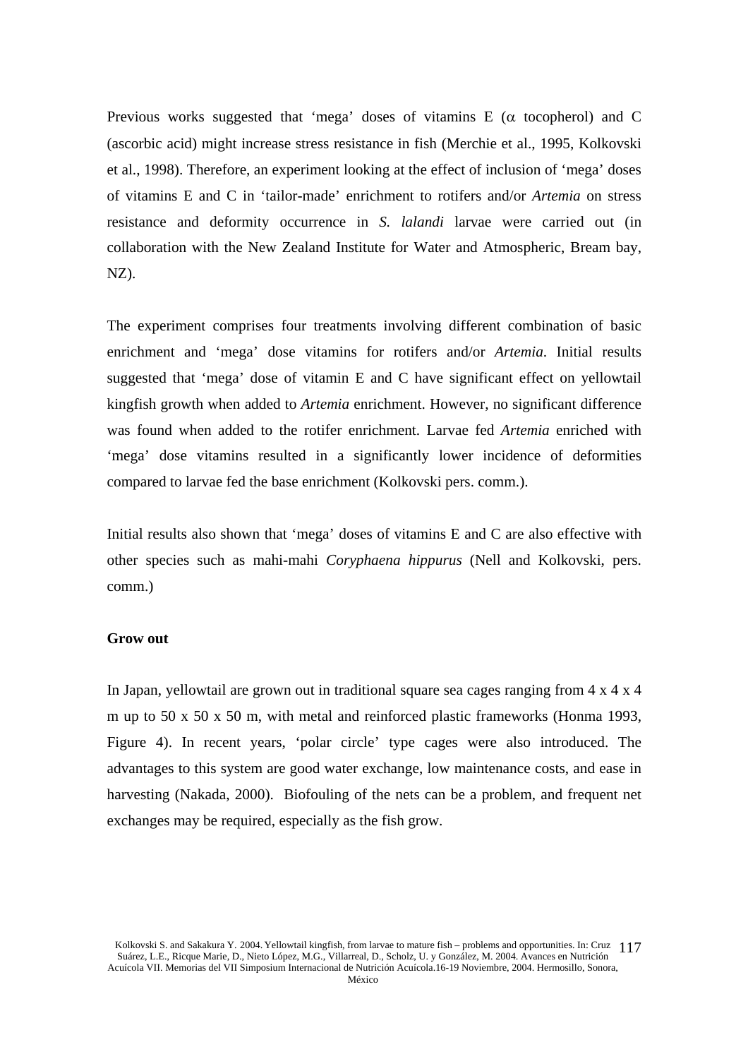Previous works suggested that 'mega' doses of vitamins E ($\alpha$ tocopherol) and C (ascorbic acid) might increase stress resistance in fish (Merchie et al., 1995, Kolkovski et al., 1998). Therefore, an experiment looking at the effect of inclusion of 'mega' doses of vitamins E and C in 'tailor-made' enrichment to rotifers and/or *Artemia* on stress resistance and deformity occurrence in *S. lalandi* larvae were carried out (in collaboration with the New Zealand Institute for Water and Atmospheric, Bream bay, NZ).

The experiment comprises four treatments involving different combination of basic enrichment and 'mega' dose vitamins for rotifers and/or *Artemia*. Initial results suggested that 'mega' dose of vitamin E and C have significant effect on yellowtail kingfish growth when added to *Artemia* enrichment. However, no significant difference was found when added to the rotifer enrichment. Larvae fed *Artemia* enriched with 'mega' dose vitamins resulted in a significantly lower incidence of deformities compared to larvae fed the base enrichment (Kolkovski pers. comm.).

Initial results also shown that 'mega' doses of vitamins E and C are also effective with other species such as mahi-mahi *Coryphaena hippurus* (Nell and Kolkovski, pers. comm.)

**Grow out**

In Japan, yellowtail are grown out in traditional square sea cages ranging from 4 x 4 x 4 m up to 50 x 50 x 50 m, with metal and reinforced plastic frameworks (Honma 1993, Figure 4). In recent years, 'polar circle' type cages were also introduced. The advantages to this system are good water exchange, low maintenance costs, and ease in harvesting (Nakada, 2000). Biofouling of the nets can be a problem, and frequent net exchanges may be required, especially as the fish grow.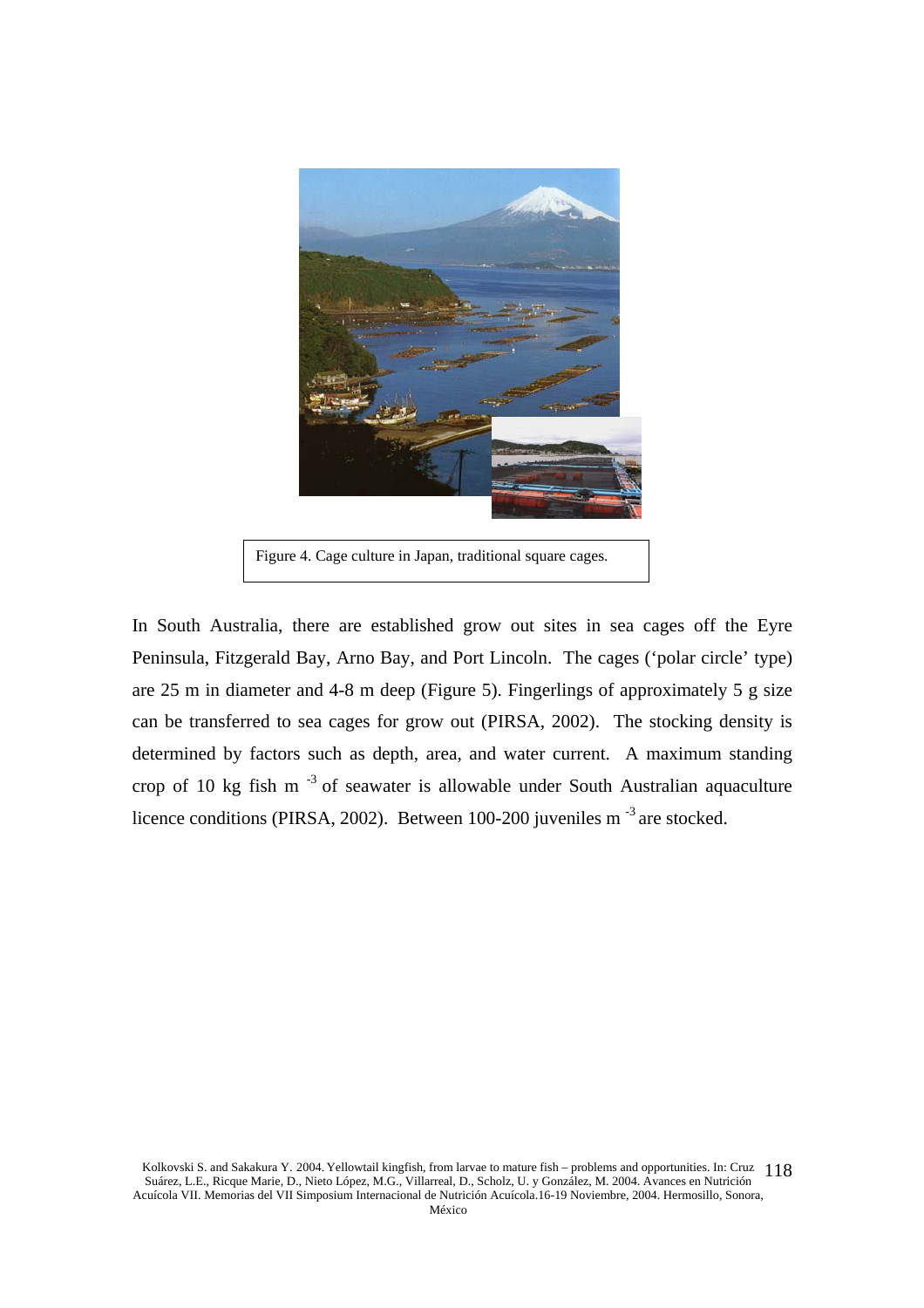Figure 4. Cage culture in Japan, traditional square cages.

In South Australia, there are established grow out sites in sea cages off the Eyre Peninsula, Fitzgerald Bay, Arno Bay, and Port Lincoln. The cages ('polar circle' type) are 25 m in diameter and 4-8 m deep (Figure 5). Fingerlings of approximately 5 g size can be transferred to sea cages for grow out (PIRSA, 2002). The stocking density is determined by factors such as depth, area, and water current. A maximum standing crop of 10 kg fish $m^{-3}$ of seawater is allowable under South Australian aquaculture licence conditions (PIRSA, 2002). Between 100-200 juveniles $m^{-3}$ are stocked.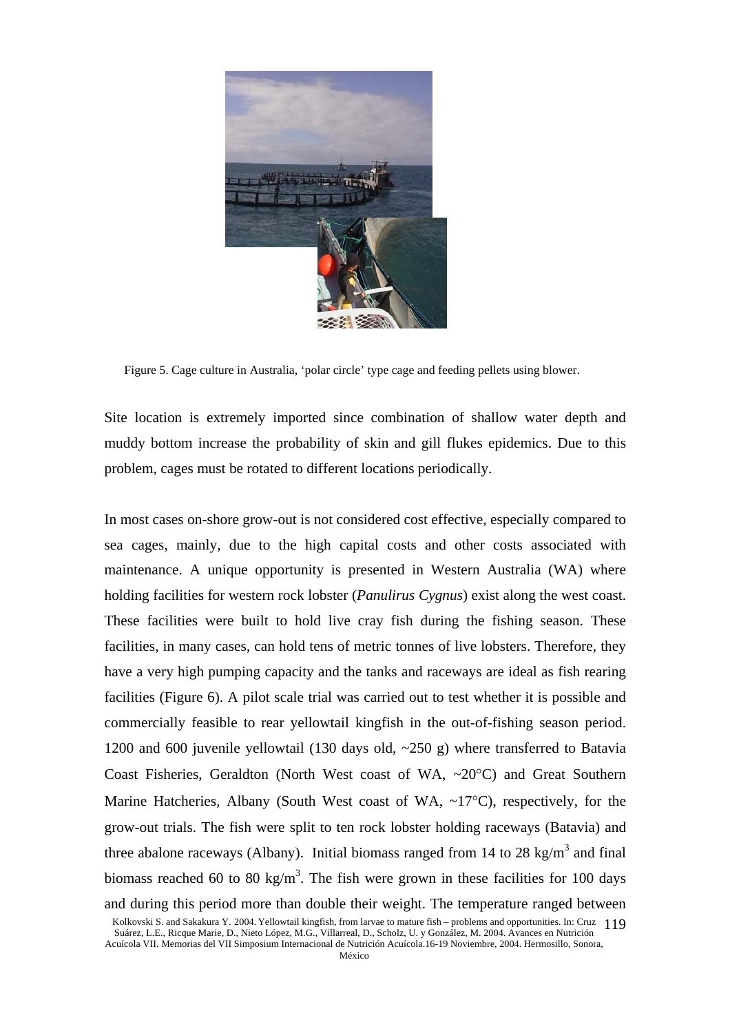Figure 5. Cage culture in Australia, 'polar circle' type cage and feeding pellets using blower.

Site location is extremely imported since combination of shallow water depth and muddy bottom increase the probability of skin and gill flukes epidemics. Due to this problem, cages must be rotated to different locations periodically.

In most cases on-shore grow-out is not considered cost effective, especially compared to sea cages, mainly, due to the high capital costs and other costs associated with maintenance. A unique opportunity is presented in Western Australia (WA) where holding facilities for western rock lobster (*Panulirus Cygnus*) exist along the west coast. These facilities were built to hold live cray fish during the fishing season. These facilities, in many cases, can hold tens of metric tonnes of live lobsters. Therefore, they have a very high pumping capacity and the tanks and raceways are ideal as fish rearing facilities (Figure 6). A pilot scale trial was carried out to test whether it is possible and commercially feasible to rear yellowtail kingfish in the out-of-fishing season period. 1200 and 600 juvenile yellowtail (130 days old, ~250 g) where transferred to Batavia Coast Fisheries, Geraldton (North West coast of WA, ~20°C) and Great Southern Marine Hatcheries, Albany (South West coast of WA, ~17°C), respectively, for the grow-out trials. The fish were split to ten rock lobster holding raceways (Batavia) and three abalone raceways (Albany). Initial biomass ranged from 14 to 28 kg/m$^3$ and final biomass reached 60 to 80 kg/m$^3$. The fish were grown in these facilities for 100 days and during this period more than double their weight. The temperature ranged between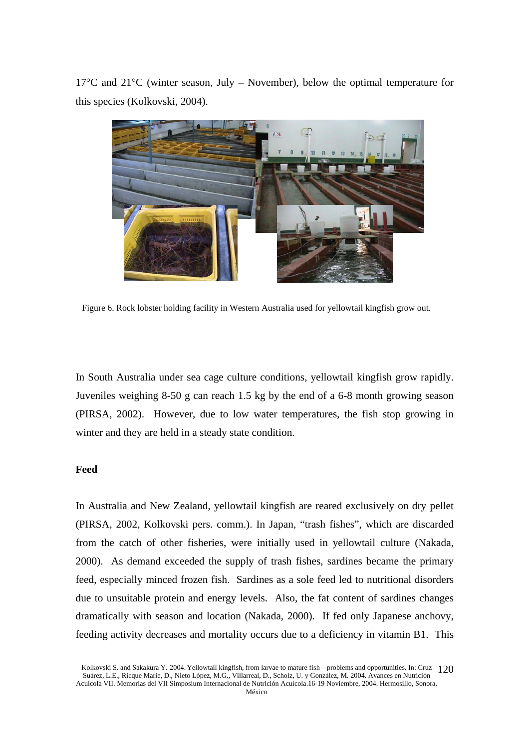17°C and 21°C (winter season, July – November), below the optimal temperature for this species (Kolkovski, 2004).

Figure 6. Rock lobster holding facility in Western Australia used for yellowtail kingfish grow out.

In South Australia under sea cage culture conditions, yellowtail kingfish grow rapidly. Juveniles weighing 8-50 g can reach 1.5 kg by the end of a 6-8 month growing season (PIRSA, 2002). However, due to low water temperatures, the fish stop growing in winter and they are held in a steady state condition.

**Feed**

In Australia and New Zealand, yellowtail kingfish are reared exclusively on dry pellet (PIRSA, 2002, Kolkovski pers. comm.). In Japan, "trash fishes", which are discarded from the catch of other fisheries, were initially used in yellowtail culture (Nakada, 2000). As demand exceeded the supply of trash fishes, sardines became the primary feed, especially minced frozen fish. Sardines as a sole feed led to nutritional disorders due to unsuitable protein and energy levels. Also, the fat content of sardines changes dramatically with season and location (Nakada, 2000). If fed only Japanese anchovy, feeding activity decreases and mortality occurs due to a deficiency in vitamin B1. This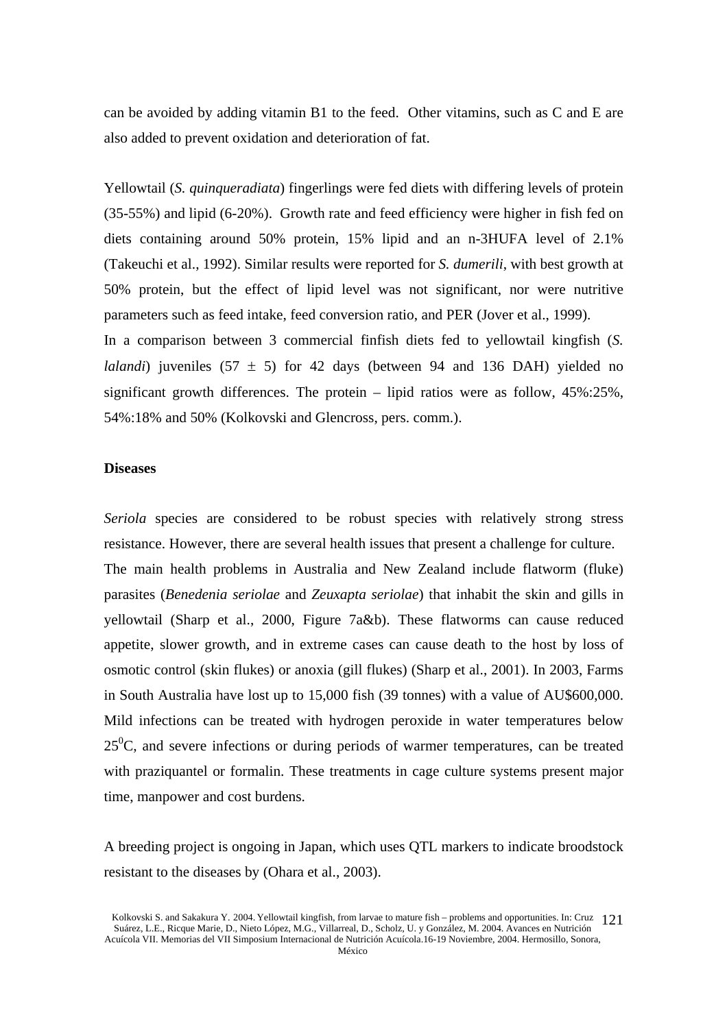can be avoided by adding vitamin B1 to the feed. Other vitamins, such as C and E are also added to prevent oxidation and deterioration of fat.

Yellowtail (*S. quinqueradiata*) fingerlings were fed diets with differing levels of protein (35-55%) and lipid (6-20%). Growth rate and feed efficiency were higher in fish fed on diets containing around 50% protein, 15% lipid and an n-3HUFA level of 2.1% (Takeuchi et al., 1992). Similar results were reported for *S. dumerili*, with best growth at 50% protein, but the effect of lipid level was not significant, nor were nutritive parameters such as feed intake, feed conversion ratio, and PER (Jover et al., 1999).

In a comparison between 3 commercial finfish diets fed to yellowtail kingfish (*S. lalandi*) juveniles (57 ± 5) for 42 days (between 94 and 136 DAH) yielded no significant growth differences. The protein – lipid ratios were as follow, 45%:25%, 54%:18% and 50% (Kolkovski and Glencross, pers. comm.).

**Diseases**

*Seriola* species are considered to be robust species with relatively strong stress resistance. However, there are several health issues that present a challenge for culture.

The main health problems in Australia and New Zealand include flatworm (fluke) parasites (*Benedenia seriolae* and *Zeuxapta seriolae*) that inhabit the skin and gills in yellowtail (Sharp et al., 2000, Figure 7a&b). These flatworms can cause reduced appetite, slower growth, and in extreme cases can cause death to the host by loss of osmotic control (skin flukes) or anoxia (gill flukes) (Sharp et al., 2001). In 2003, Farms in South Australia have lost up to 15,000 fish (39 tonnes) with a value of AU$600,000. Mild infections can be treated with hydrogen peroxide in water temperatures below $25^0$C, and severe infections or during periods of warmer temperatures, can be treated with praziquantel or formalin. These treatments in cage culture systems present major time, manpower and cost burdens.

A breeding project is ongoing in Japan, which uses QTL markers to indicate broodstock resistant to the diseases by (Ohara et al., 2003).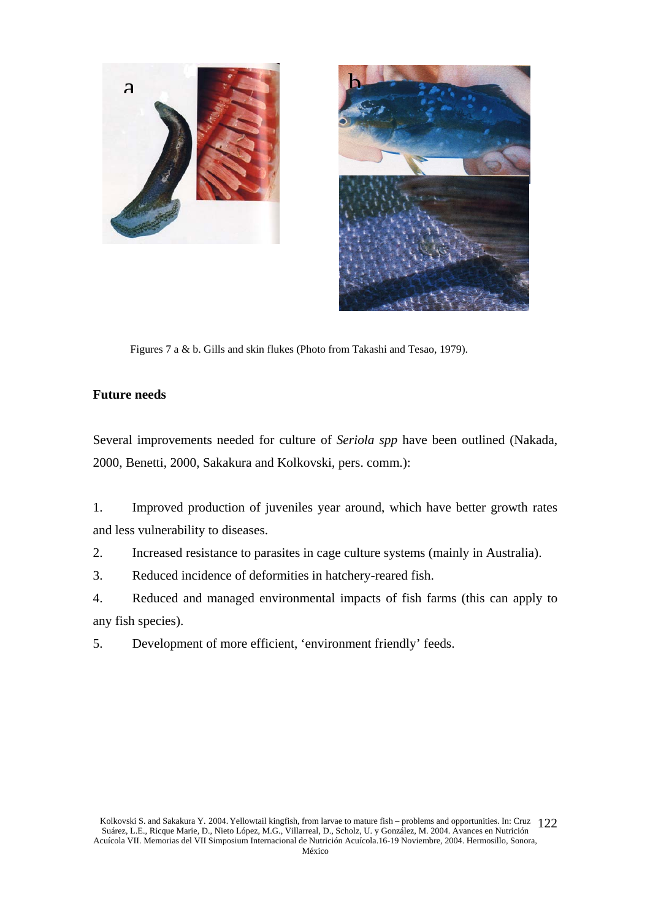Figures 7 a & b. Gills and skin flukes (Photo from Takashi and Tesao, 1979).

**Future needs**

Several improvements needed for culture of *Seriola spp* have been outlined (Nakada, 2000, Benetti, 2000, Sakakura and Kolkovski, pers. comm.):

1. Improved production of juveniles year around, which have better growth rates and less vulnerability to diseases.
2. Increased resistance to parasites in cage culture systems (mainly in Australia).
3. Reduced incidence of deformities in hatchery-reared fish.
4. Reduced and managed environmental impacts of fish farms (this can apply to any fish species).
5. Development of more efficient, 'environment friendly' feeds.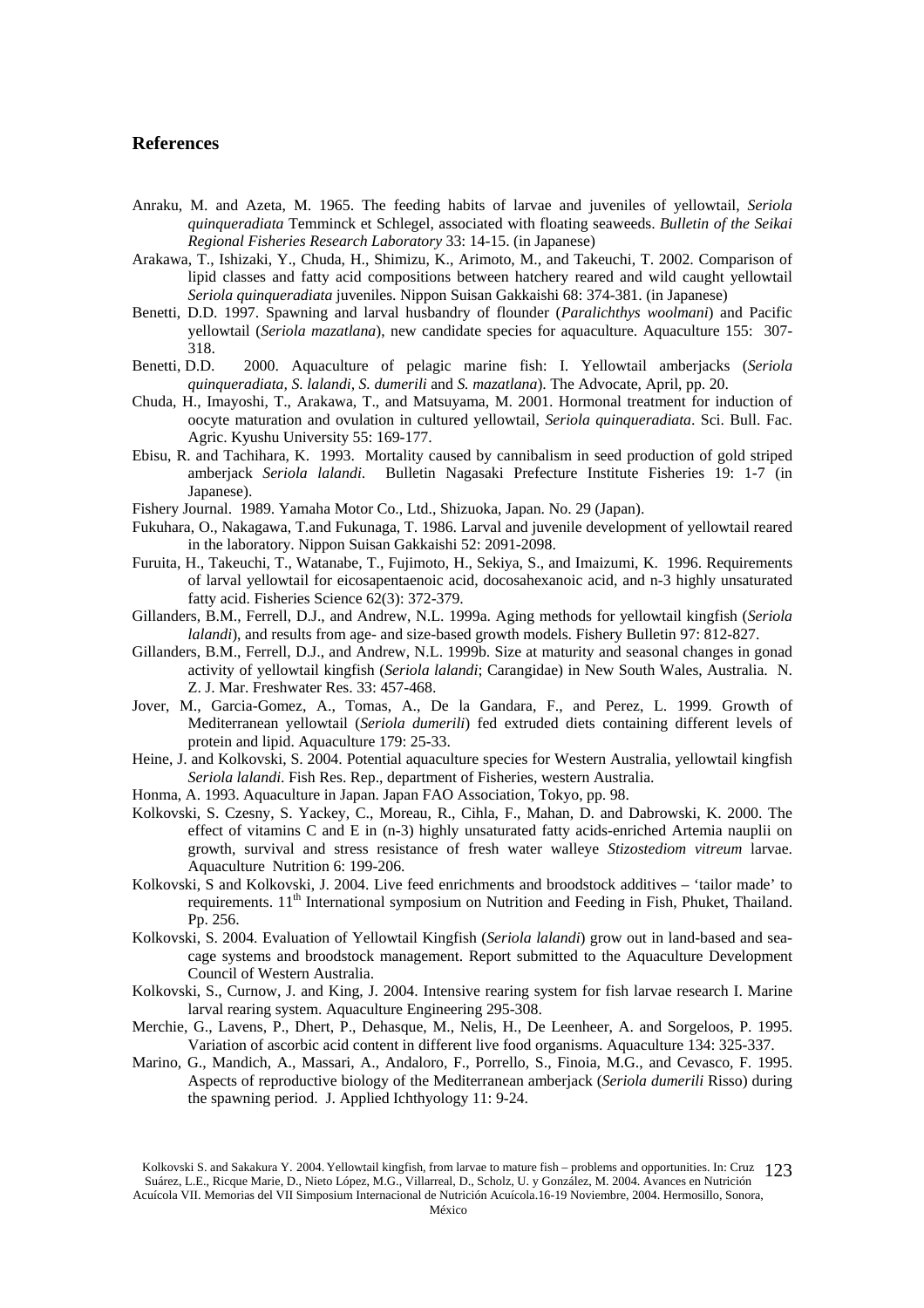## References

Anraku, M. and Azeta, M. 1965. The feeding habits of larvae and juveniles of yellowtail, *Seriola quinqueradiata* Temminck et Schlegel, associated with floating seaweeds. *Bulletin of the Seikai Regional Fisheries Research Laboratory* 33: 14-15. (in Japanese)

Arakawa, T., Ishizaki, Y., Chuda, H., Shimizu, K., Arimoto, M., and Takeuchi, T. 2002. Comparison of lipid classes and fatty acid compositions between hatchery reared and wild caught yellowtail *Seriola quinqueradiata* juveniles. Nippon Suisan Gakkaishi 68: 374-381. (in Japanese)

Benetti, D.D. 1997. Spawning and larval husbandry of flounder (*Paralichthys woolmani*) and Pacific yellowtail (*Seriola mazatlana*), new candidate species for aquaculture. Aquaculture 155: 307-318.

Benetti, D.D. 2000. Aquaculture of pelagic marine fish: I. Yellowtail amberjacks (*Seriola quinqueradiata, S. lalandi, S. dumerili* and *S. mazatlana*). The Advocate, April, pp. 20.

Chuda, H., Imayoshi, T., Arakawa, T., and Matsuyama, M. 2001. Hormonal treatment for induction of oocyte maturation and ovulation in cultured yellowtail, *Seriola quinqueradiata*. Sci. Bull. Fac. Agric. Kyushu University 55: 169-177.

Ebisu, R. and Tachihara, K. 1993. Mortality caused by cannibalism in seed production of gold striped amberjack *Seriola lalandi*. Bulletin Nagasaki Prefecture Institute Fisheries 19: 1-7 (in Japanese).

Fishery Journal. 1989. Yamaha Motor Co., Ltd., Shizuoka, Japan. No. 29 (Japan).

Fukuhara, O., Nakagawa, T.and Fukunaga, T. 1986. Larval and juvenile development of yellowtail reared in the laboratory. Nippon Suisan Gakkaishi 52: 2091-2098.

Furuita, H., Takeuchi, T., Watanabe, T., Fujimoto, H., Sekiya, S., and Imaizumi, K. 1996. Requirements of larval yellowtail for eicosapentaenoic acid, docosahexanoic acid, and n-3 highly unsaturated fatty acid. Fisheries Science 62(3): 372-379.

Gillanders, B.M., Ferrell, D.J., and Andrew, N.L. 1999a. Aging methods for yellowtail kingfish (*Seriola lalandi*), and results from age- and size-based growth models. Fishery Bulletin 97: 812-827.

Gillanders, B.M., Ferrell, D.J., and Andrew, N.L. 1999b. Size at maturity and seasonal changes in gonad activity of yellowtail kingfish (*Seriola lalandi*; Carangidae) in New South Wales, Australia. N. Z. J. Mar. Freshwater Res. 33: 457-468.

Jover, M., Garcia-Gomez, A., Tomas, A., De la Gandara, F., and Perez, L. 1999. Growth of Mediterranean yellowtail (*Seriola dumerili*) fed extruded diets containing different levels of protein and lipid. Aquaculture 179: 25-33.

Heine, J. and Kolkovski, S. 2004. Potential aquaculture species for Western Australia, yellowtail kingfish *Seriola lalandi*. Fish Res. Rep., department of Fisheries, western Australia.

Honma, A. 1993. Aquaculture in Japan. Japan FAO Association, Tokyo, pp. 98.

Kolkovski, S. Czesny, S. Yackey, C., Moreau, R., Cihla, F., Mahan, D. and Dabrowski, K. 2000. The effect of vitamins C and E in (n-3) highly unsaturated fatty acids-enriched Artemia nauplii on growth, survival and stress resistance of fresh water walleye *Stizostediom vitreum* larvae. Aquaculture Nutrition 6: 199-206.

Kolkovski, S and Kolkovski, J. 2004. Live feed enrichments and broodstock additives – 'tailor made' to requirements. 11th International symposium on Nutrition and Feeding in Fish, Phuket, Thailand. Pp. 256.

Kolkovski, S. 2004. Evaluation of Yellowtail Kingfish (*Seriola lalandi*) grow out in land-based and sea-cage systems and broodstock management. Report submitted to the Aquaculture Development Council of Western Australia.

Kolkovski, S., Curnow, J. and King, J. 2004. Intensive rearing system for fish larvae research I. Marine larval rearing system. Aquaculture Engineering 295-308.

Merchie, G., Lavens, P., Dhert, P., Dehasque, M., Nelis, H., De Leenheer, A. and Sorgeloos, P. 1995. Variation of ascorbic acid content in different live food organisms. Aquaculture 134: 325-337.

Marino, G., Mandich, A., Massari, A., Andaloro, F., Porrello, S., Finoia, M.G., and Cevasco, F. 1995. Aspects of reproductive biology of the Mediterranean amberjack (*Seriola dumerili* Risso) during the spawning period. J. Applied Ichthyology 11: 9-24.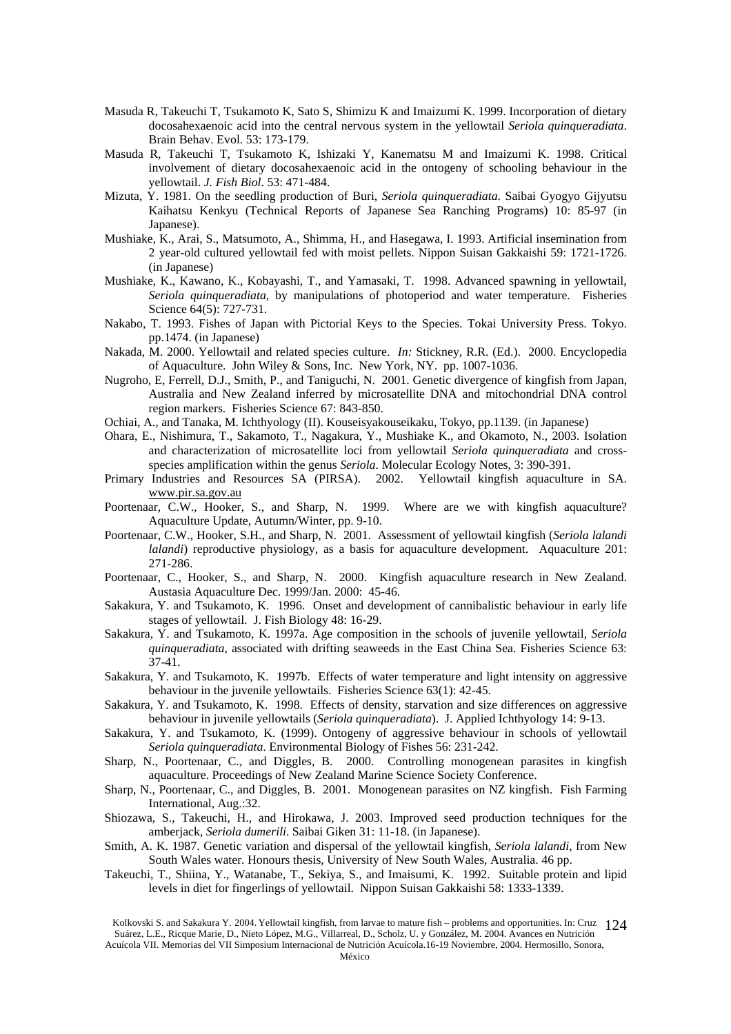Masuda R, Takeuchi T, Tsukamoto K, Sato S, Shimizu K and Imaizumi K. 1999. Incorporation of dietary docosahexaenoic acid into the central nervous system in the yellowtail *Seriola quinqueradiata*. Brain Behav. Evol. 53: 173-179.

Masuda R, Takeuchi T, Tsukamoto K, Ishizaki Y, Kanematsu M and Imaizumi K. 1998. Critical involvement of dietary docosahexaenoic acid in the ontogeny of schooling behaviour in the yellowtail. *J. Fish Biol*. 53: 471-484.

Mizuta, Y. 1981. On the seedling production of Buri, *Seriola quinqueradiata*. Saibai Gyogyo Gijyutsu Kaihatsu Kenkyu (Technical Reports of Japanese Sea Ranching Programs) 10: 85-97 (in Japanese).

Mushiake, K., Arai, S., Matsumoto, A., Shimma, H., and Hasegawa, I. 1993. Artificial insemination from 2 year-old cultured yellowtail fed with moist pellets. Nippon Suisan Gakkaishi 59: 1721-1726. (in Japanese)

Mushiake, K., Kawano, K., Kobayashi, T., and Yamasaki, T. 1998. Advanced spawning in yellowtail, *Seriola quinqueradiata*, by manipulations of photoperiod and water temperature. Fisheries Science 64(5): 727-731.

Nakabo, T. 1993. Fishes of Japan with Pictorial Keys to the Species. Tokai University Press. Tokyo. pp.1474. (in Japanese)

Nakada, M. 2000. Yellowtail and related species culture. *In:* Stickney, R.R. (Ed.). 2000. Encyclopedia of Aquaculture. John Wiley & Sons, Inc. New York, NY. pp. 1007-1036.

Nugroho, E, Ferrell, D.J., Smith, P., and Taniguchi, N. 2001. Genetic divergence of kingfish from Japan, Australia and New Zealand inferred by microsatellite DNA and mitochondrial DNA control region markers. Fisheries Science 67: 843-850.

Ochiai, A., and Tanaka, M. Ichthyology (II). Kouseisyakouseikaku, Tokyo, pp.1139. (in Japanese)

Ohara, E., Nishimura, T., Sakamoto, T., Nagakura, Y., Mushiake K., and Okamoto, N., 2003. Isolation and characterization of microsatellite loci from yellowtail *Seriola quinqueradiata* and cross-species amplification within the genus *Seriola*. Molecular Ecology Notes, 3: 390-391.

Primary Industries and Resources SA (PIRSA). 2002. Yellowtail kingfish aquaculture in SA. www.pir.sa.gov.au

Poortenaar, C.W., Hooker, S., and Sharp, N. 1999. Where are we with kingfish aquaculture? Aquaculture Update, Autumn/Winter, pp. 9-10.

Poortenaar, C.W., Hooker, S.H., and Sharp, N. 2001. Assessment of yellowtail kingfish (*Seriola lalandi lalandi*) reproductive physiology, as a basis for aquaculture development. Aquaculture 201: 271-286.

Poortenaar, C., Hooker, S., and Sharp, N. 2000. Kingfish aquaculture research in New Zealand. Austasia Aquaculture Dec. 1999/Jan. 2000: 45-46.

Sakakura, Y. and Tsukamoto, K. 1996. Onset and development of cannibalistic behaviour in early life stages of yellowtail. J. Fish Biology 48: 16-29.

Sakakura, Y. and Tsukamoto, K. 1997a. Age composition in the schools of juvenile yellowtail, *Seriola quinqueradiata*, associated with drifting seaweeds in the East China Sea. Fisheries Science 63: 37-41.

Sakakura, Y. and Tsukamoto, K. 1997b. Effects of water temperature and light intensity on aggressive behaviour in the juvenile yellowtails. Fisheries Science 63(1): 42-45.

Sakakura, Y. and Tsukamoto, K. 1998. Effects of density, starvation and size differences on aggressive behaviour in juvenile yellowtails (*Seriola quinqueradiata*). J. Applied Ichthyology 14: 9-13.

Sakakura, Y. and Tsukamoto, K. (1999). Ontogeny of aggressive behaviour in schools of yellowtail *Seriola quinqueradiata*. Environmental Biology of Fishes 56: 231-242.

Sharp, N., Poortenaar, C., and Diggles, B. 2000. Controlling monogenean parasites in kingfish aquaculture. Proceedings of New Zealand Marine Science Society Conference.

Sharp, N., Poortenaar, C., and Diggles, B. 2001. Monogenean parasites on NZ kingfish. Fish Farming International, Aug.:32.

Shiozawa, S., Takeuchi, H., and Hirokawa, J. 2003. Improved seed production techniques for the amberjack, *Seriola dumerili*. Saibai Giken 31: 11-18. (in Japanese).

Smith, A. K. 1987. Genetic variation and dispersal of the yellowtail kingfish, *Seriola lalandi*, from New South Wales water. Honours thesis, University of New South Wales, Australia. 46 pp.

Takeuchi, T., Shiina, Y., Watanabe, T., Sekiya, S., and Imaisumi, K. 1992. Suitable protein and lipid levels in diet for fingerlings of yellowtail. Nippon Suisan Gakkaishi 58: 1333-1339.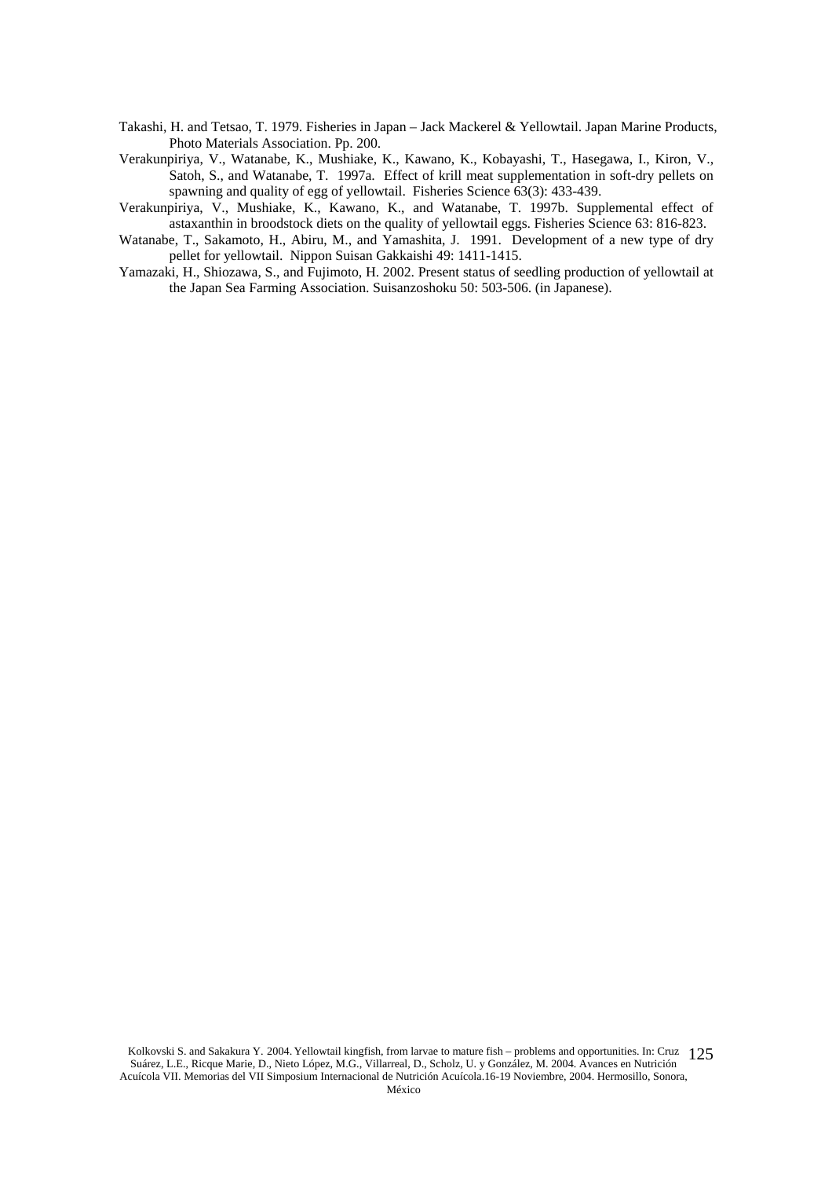Takashi, H. and Tetsao, T. 1979. Fisheries in Japan – Jack Mackerel & Yellowtail. Japan Marine Products, Photo Materials Association. Pp. 200.

Verakunpiriya, V., Watanabe, K., Mushiake, K., Kawano, K., Kobayashi, T., Hasegawa, I., Kiron, V., Satoh, S., and Watanabe, T. 1997a. Effect of krill meat supplementation in soft-dry pellets on spawning and quality of egg of yellowtail. Fisheries Science 63(3): 433-439.

Verakunpiriya, V., Mushiake, K., Kawano, K., and Watanabe, T. 1997b. Supplemental effect of astaxanthin in broodstock diets on the quality of yellowtail eggs. Fisheries Science 63: 816-823.

Watanabe, T., Sakamoto, H., Abiru, M., and Yamashita, J. 1991. Development of a new type of dry pellet for yellowtail. Nippon Suisan Gakkaishi 49: 1411-1415.

Yamazaki, H., Shiozawa, S., and Fujimoto, H. 2002. Present status of seedling production of yellowtail at the Japan Sea Farming Association. Suisanzoshoku 50: 503-506. (in Japanese).